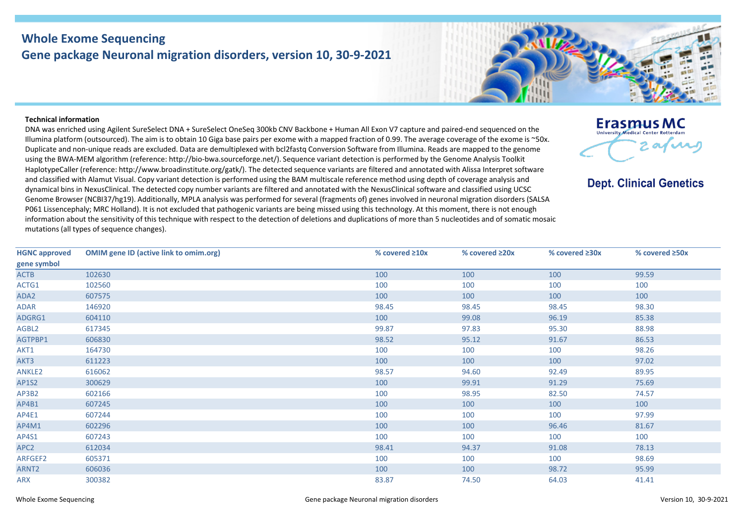# Whole Exome Sequencing
## Gene package Neuronal migration disorders, version 10, 30-9-2021

Erasmus MC
University Medical Center Rotterdam

**Dept. Clinical Genetics**

**Technical information**

DNA was enriched using Agilent SureSelect DNA + SureSelect OneSeq 300kb CNV Backbone + Human All Exon V7 capture and paired-end sequenced on the Illumina platform (outsourced). The aim is to obtain 10 Giga base pairs per exome with a mapped fraction of 0.99. The average coverage of the exome is ~50x. Duplicate and non-unique reads are excluded. Data are demultiplexed with bcl2fastq Conversion Software from Illumina. Reads are mapped to the genome using the BWA-MEM algorithm (reference: http://bio-bwa.sourceforge.net/). Sequence variant detection is performed by the Genome Analysis Toolkit HaplotypeCaller (reference: http://www.broadinstitute.org/gatk/). The detected sequence variants are filtered and annotated with Alissa Interpret software and classified with Alamut Visual. Copy variant detection is performed using the BAM multiscale reference method using depth of coverage analysis and dynamical bins in NexusClinical. The detected copy number variants are filtered and annotated with the NexusClinical software and classified using UCSC Genome Browser (NCBI37/hg19). Additionally, MPLA analysis was performed for several (fragments of) genes involved in neuronal migration disorders (SALSA P061 Lissencephaly; MRC Holland). It is not excluded that pathogenic variants are being missed using this technology. At this moment, there is not enough information about the sensitivity of this technique with respect to the detection of deletions and duplications of more than 5 nucleotides and of somatic mosaic mutations (all types of sequence changes).

| HGNC approved gene symbol | OMIM gene ID (active link to omim.org) | % covered ≥10x | % covered ≥20x | % covered ≥30x | % covered ≥50x |
|---|---|---|---|---|---|
| ACTB | 102630 | 100 | 100 | 100 | 99.59 |
| ACTG1 | 102560 | 100 | 100 | 100 | 100 |
| ADA2 | 607575 | 100 | 100 | 100 | 100 |
| ADAR | 146920 | 98.45 | 98.45 | 98.45 | 98.30 |
| ADGRG1 | 604110 | 100 | 99.08 | 96.19 | 85.38 |
| AGBL2 | 617345 | 99.87 | 97.83 | 95.30 | 88.98 |
| AGTPBP1 | 606830 | 98.52 | 95.12 | 91.67 | 86.53 |
| AKT1 | 164730 | 100 | 100 | 100 | 98.26 |
| AKT3 | 611223 | 100 | 100 | 100 | 97.02 |
| ANKLE2 | 616062 | 98.57 | 94.60 | 92.49 | 89.95 |
| AP1S2 | 300629 | 100 | 99.91 | 91.29 | 75.69 |
| AP3B2 | 602166 | 100 | 98.95 | 82.50 | 74.57 |
| AP4B1 | 607245 | 100 | 100 | 100 | 100 |
| AP4E1 | 607244 | 100 | 100 | 100 | 97.99 |
| AP4M1 | 602296 | 100 | 100 | 96.46 | 81.67 |
| AP4S1 | 607243 | 100 | 100 | 100 | 100 |
| APC2 | 612034 | 98.41 | 94.37 | 91.08 | 78.13 |
| ARFGEF2 | 605371 | 100 | 100 | 100 | 98.69 |
| ARNT2 | 606036 | 100 | 100 | 98.72 | 95.99 |
| ARX | 300382 | 83.87 | 74.50 | 64.03 | 41.41 |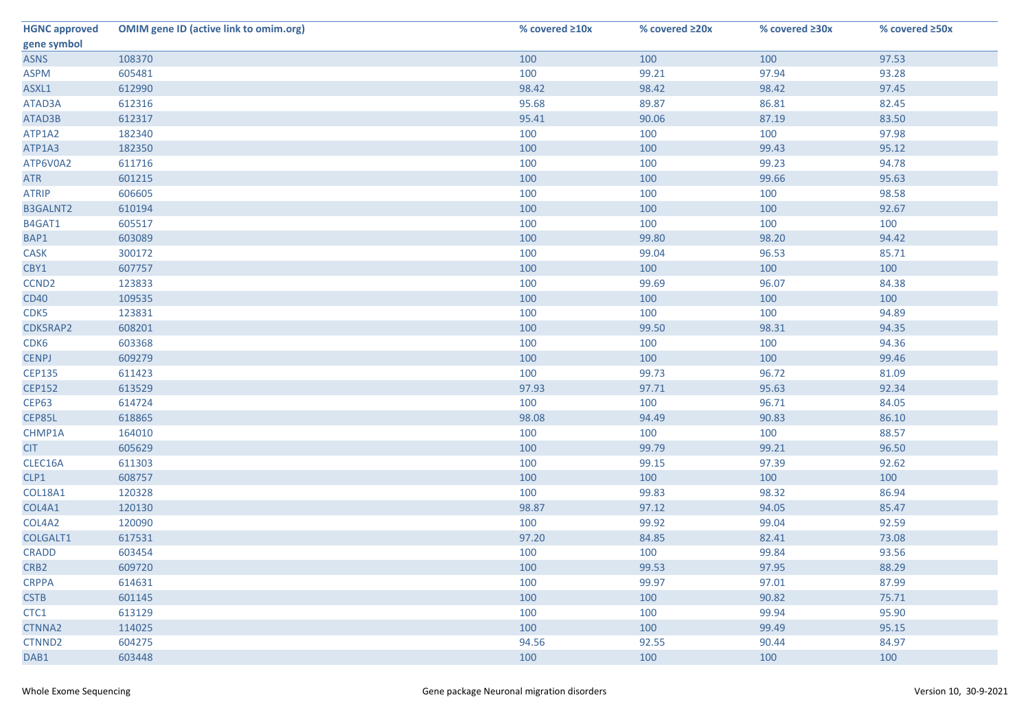| HGNC approved gene symbol | OMIM gene ID (active link to omim.org) | % covered ≥10x | % covered ≥20x | % covered ≥30x | % covered ≥50x |
|---|---|---|---|---|---|
| ASNS | 108370 | 100 | 100 | 100 | 97.53 |
| ASPM | 605481 | 100 | 99.21 | 97.94 | 93.28 |
| ASXL1 | 612990 | 98.42 | 98.42 | 98.42 | 97.45 |
| ATAD3A | 612316 | 95.68 | 89.87 | 86.81 | 82.45 |
| ATAD3B | 612317 | 95.41 | 90.06 | 87.19 | 83.50 |
| ATP1A2 | 182340 | 100 | 100 | 100 | 97.98 |
| ATP1A3 | 182350 | 100 | 100 | 99.43 | 95.12 |
| ATP6V0A2 | 611716 | 100 | 100 | 99.23 | 94.78 |
| ATR | 601215 | 100 | 100 | 99.66 | 95.63 |
| ATRIP | 606605 | 100 | 100 | 100 | 98.58 |
| B3GALNT2 | 610194 | 100 | 100 | 100 | 92.67 |
| B4GAT1 | 605517 | 100 | 100 | 100 | 100 |
| BAP1 | 603089 | 100 | 99.80 | 98.20 | 94.42 |
| CASK | 300172 | 100 | 99.04 | 96.53 | 85.71 |
| CBY1 | 607757 | 100 | 100 | 100 | 100 |
| CCND2 | 123833 | 100 | 99.69 | 96.07 | 84.38 |
| CD40 | 109535 | 100 | 100 | 100 | 100 |
| CDK5 | 123831 | 100 | 100 | 100 | 94.89 |
| CDK5RAP2 | 608201 | 100 | 99.50 | 98.31 | 94.35 |
| CDK6 | 603368 | 100 | 100 | 100 | 94.36 |
| CENPJ | 609279 | 100 | 100 | 100 | 99.46 |
| CEP135 | 611423 | 100 | 99.73 | 96.72 | 81.09 |
| CEP152 | 613529 | 97.93 | 97.71 | 95.63 | 92.34 |
| CEP63 | 614724 | 100 | 100 | 96.71 | 84.05 |
| CEP85L | 618865 | 98.08 | 94.49 | 90.83 | 86.10 |
| CHMP1A | 164010 | 100 | 100 | 100 | 88.57 |
| CIT | 605629 | 100 | 99.79 | 99.21 | 96.50 |
| CLEC16A | 611303 | 100 | 99.15 | 97.39 | 92.62 |
| CLP1 | 608757 | 100 | 100 | 100 | 100 |
| COL18A1 | 120328 | 100 | 99.83 | 98.32 | 86.94 |
| COL4A1 | 120130 | 98.87 | 97.12 | 94.05 | 85.47 |
| COL4A2 | 120090 | 100 | 99.92 | 99.04 | 92.59 |
| COLGALT1 | 617531 | 97.20 | 84.85 | 82.41 | 73.08 |
| CRADD | 603454 | 100 | 100 | 99.84 | 93.56 |
| CRB2 | 609720 | 100 | 99.53 | 97.95 | 88.29 |
| CRPPA | 614631 | 100 | 99.97 | 97.01 | 87.99 |
| CSTB | 601145 | 100 | 100 | 90.82 | 75.71 |
| CTC1 | 613129 | 100 | 100 | 99.94 | 95.90 |
| CTNNA2 | 114025 | 100 | 100 | 99.49 | 95.15 |
| CTNND2 | 604275 | 94.56 | 92.55 | 90.44 | 84.97 |
| DAB1 | 603448 | 100 | 100 | 100 | 100 |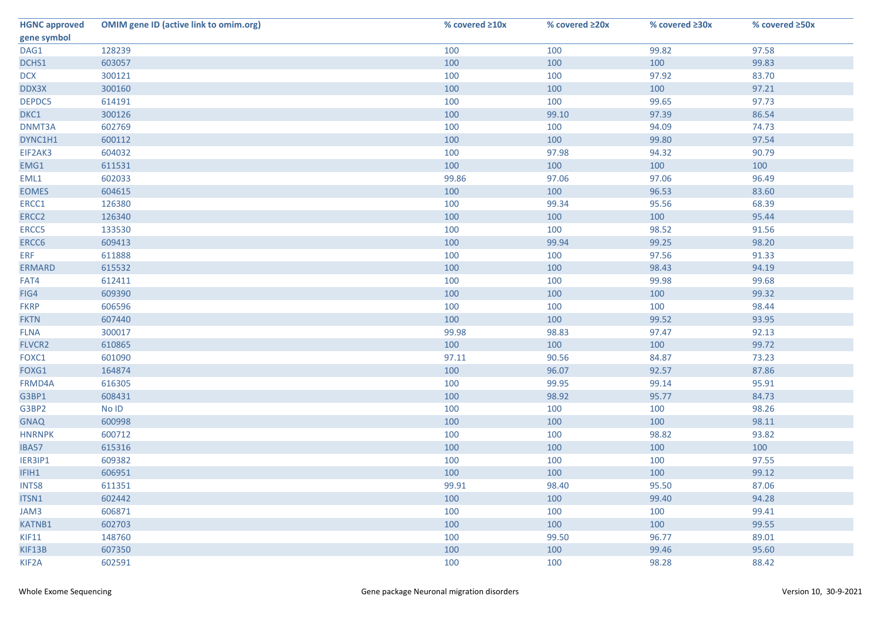| HGNC approved gene symbol | OMIM gene ID (active link to omim.org) | % covered ≥10x | % covered ≥20x | % covered ≥30x | % covered ≥50x |
|---|---|---|---|---|---|
| DAG1 | 128239 | 100 | 100 | 99.82 | 97.58 |
| DCHS1 | 603057 | 100 | 100 | 100 | 99.83 |
| DCX | 300121 | 100 | 100 | 97.92 | 83.70 |
| DDX3X | 300160 | 100 | 100 | 100 | 97.21 |
| DEPDC5 | 614191 | 100 | 100 | 99.65 | 97.73 |
| DKC1 | 300126 | 100 | 99.10 | 97.39 | 86.54 |
| DNMT3A | 602769 | 100 | 100 | 94.09 | 74.73 |
| DYNC1H1 | 600112 | 100 | 100 | 99.80 | 97.54 |
| EIF2AK3 | 604032 | 100 | 97.98 | 94.32 | 90.79 |
| EMG1 | 611531 | 100 | 100 | 100 | 100 |
| EML1 | 602033 | 99.86 | 97.06 | 97.06 | 96.49 |
| EOMES | 604615 | 100 | 100 | 96.53 | 83.60 |
| ERCC1 | 126380 | 100 | 99.34 | 95.56 | 68.39 |
| ERCC2 | 126340 | 100 | 100 | 100 | 95.44 |
| ERCC5 | 133530 | 100 | 100 | 98.52 | 91.56 |
| ERCC6 | 609413 | 100 | 99.94 | 99.25 | 98.20 |
| ERF | 611888 | 100 | 100 | 97.56 | 91.33 |
| ERMARD | 615532 | 100 | 100 | 98.43 | 94.19 |
| FAT4 | 612411 | 100 | 100 | 99.98 | 99.68 |
| FIG4 | 609390 | 100 | 100 | 100 | 99.32 |
| FKRP | 606596 | 100 | 100 | 100 | 98.44 |
| FKTN | 607440 | 100 | 100 | 99.52 | 93.95 |
| FLNA | 300017 | 99.98 | 98.83 | 97.47 | 92.13 |
| FLVCR2 | 610865 | 100 | 100 | 100 | 99.72 |
| FOXC1 | 601090 | 97.11 | 90.56 | 84.87 | 73.23 |
| FOXG1 | 164874 | 100 | 96.07 | 92.57 | 87.86 |
| FRMD4A | 616305 | 100 | 99.95 | 99.14 | 95.91 |
| G3BP1 | 608431 | 100 | 98.92 | 95.77 | 84.73 |
| G3BP2 | No ID | 100 | 100 | 100 | 98.26 |
| GNAQ | 600998 | 100 | 100 | 100 | 98.11 |
| HNRNPK | 600712 | 100 | 100 | 98.82 | 93.82 |
| IBA57 | 615316 | 100 | 100 | 100 | 100 |
| IER3IP1 | 609382 | 100 | 100 | 100 | 97.55 |
| IFIH1 | 606951 | 100 | 100 | 100 | 99.12 |
| INTS8 | 611351 | 99.91 | 98.40 | 95.50 | 87.06 |
| ITSN1 | 602442 | 100 | 100 | 99.40 | 94.28 |
| JAM3 | 606871 | 100 | 100 | 100 | 99.41 |
| KATNB1 | 602703 | 100 | 100 | 100 | 99.55 |
| KIF11 | 148760 | 100 | 99.50 | 96.77 | 89.01 |
| KIF13B | 607350 | 100 | 100 | 99.46 | 95.60 |
| KIF2A | 602591 | 100 | 100 | 98.28 | 88.42 |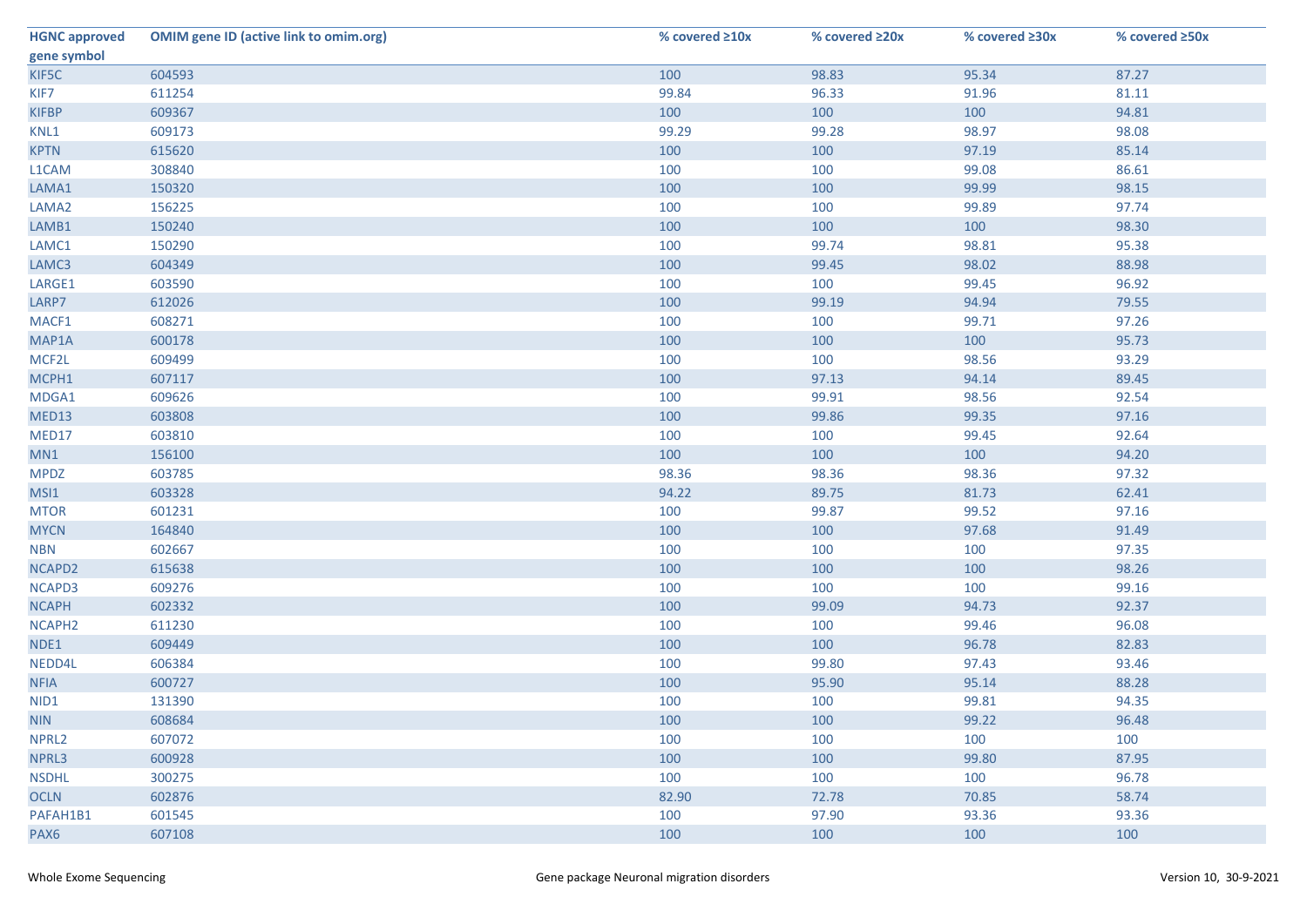| HGNC approved gene symbol | OMIM gene ID (active link to omim.org) | % covered ≥10x | % covered ≥20x | % covered ≥30x | % covered ≥50x |
|---|---|---|---|---|---|
| KIF5C | 604593 | 100 | 98.83 | 95.34 | 87.27 |
| KIF7 | 611254 | 99.84 | 96.33 | 91.96 | 81.11 |
| KIFBP | 609367 | 100 | 100 | 100 | 94.81 |
| KNL1 | 609173 | 99.29 | 99.28 | 98.97 | 98.08 |
| KPTN | 615620 | 100 | 100 | 97.19 | 85.14 |
| L1CAM | 308840 | 100 | 100 | 99.08 | 86.61 |
| LAMA1 | 150320 | 100 | 100 | 99.99 | 98.15 |
| LAMA2 | 156225 | 100 | 100 | 99.89 | 97.74 |
| LAMB1 | 150240 | 100 | 100 | 100 | 98.30 |
| LAMC1 | 150290 | 100 | 99.74 | 98.81 | 95.38 |
| LAMC3 | 604349 | 100 | 99.45 | 98.02 | 88.98 |
| LARGE1 | 603590 | 100 | 100 | 99.45 | 96.92 |
| LARP7 | 612026 | 100 | 99.19 | 94.94 | 79.55 |
| MACF1 | 608271 | 100 | 100 | 99.71 | 97.26 |
| MAP1A | 600178 | 100 | 100 | 100 | 95.73 |
| MCF2L | 609499 | 100 | 100 | 98.56 | 93.29 |
| MCPH1 | 607117 | 100 | 97.13 | 94.14 | 89.45 |
| MDGA1 | 609626 | 100 | 99.91 | 98.56 | 92.54 |
| MED13 | 603808 | 100 | 99.86 | 99.35 | 97.16 |
| MED17 | 603810 | 100 | 100 | 99.45 | 92.64 |
| MN1 | 156100 | 100 | 100 | 100 | 94.20 |
| MPDZ | 603785 | 98.36 | 98.36 | 98.36 | 97.32 |
| MSI1 | 603328 | 94.22 | 89.75 | 81.73 | 62.41 |
| MTOR | 601231 | 100 | 99.87 | 99.52 | 97.16 |
| MYCN | 164840 | 100 | 100 | 97.68 | 91.49 |
| NBN | 602667 | 100 | 100 | 100 | 97.35 |
| NCAPD2 | 615638 | 100 | 100 | 100 | 98.26 |
| NCAPD3 | 609276 | 100 | 100 | 100 | 99.16 |
| NCAPH | 602332 | 100 | 99.09 | 94.73 | 92.37 |
| NCAPH2 | 611230 | 100 | 100 | 99.46 | 96.08 |
| NDE1 | 609449 | 100 | 100 | 96.78 | 82.83 |
| NEDD4L | 606384 | 100 | 99.80 | 97.43 | 93.46 |
| NFIA | 600727 | 100 | 95.90 | 95.14 | 88.28 |
| NID1 | 131390 | 100 | 100 | 99.81 | 94.35 |
| NIN | 608684 | 100 | 100 | 99.22 | 96.48 |
| NPRL2 | 607072 | 100 | 100 | 100 | 100 |
| NPRL3 | 600928 | 100 | 100 | 99.80 | 87.95 |
| NSDHL | 300275 | 100 | 100 | 100 | 96.78 |
| OCLN | 602876 | 82.90 | 72.78 | 70.85 | 58.74 |
| PAFAH1B1 | 601545 | 100 | 97.90 | 93.36 | 93.36 |
| PAX6 | 607108 | 100 | 100 | 100 | 100 |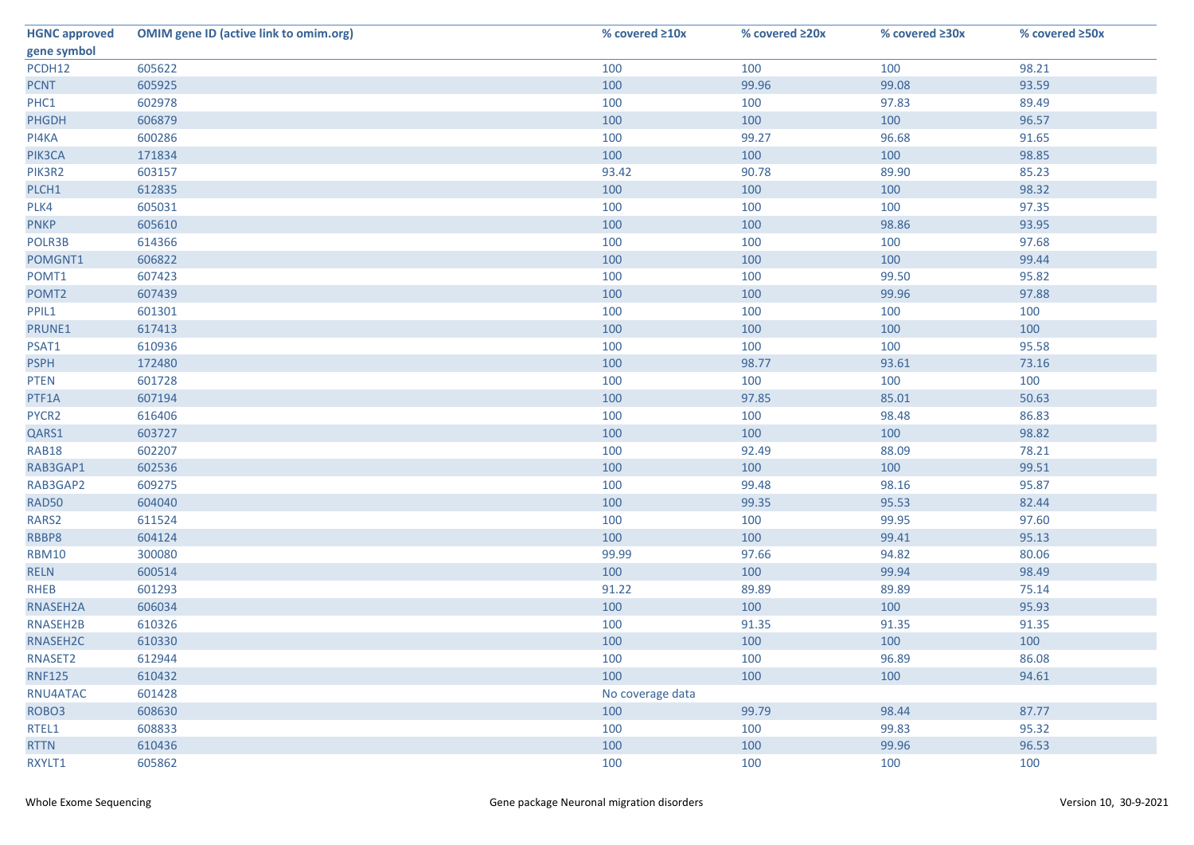| HGNC approved gene symbol | OMIM gene ID (active link to omim.org) | % covered ≥10x | % covered ≥20x | % covered ≥30x | % covered ≥50x |
|---|---|---|---|---|---|
| PCDH12 | 605622 | 100 | 100 | 100 | 98.21 |
| PCNT | 605925 | 100 | 99.96 | 99.08 | 93.59 |
| PHC1 | 602978 | 100 | 100 | 97.83 | 89.49 |
| PHGDH | 606879 | 100 | 100 | 100 | 96.57 |
| PI4KA | 600286 | 100 | 99.27 | 96.68 | 91.65 |
| PIK3CA | 171834 | 100 | 100 | 100 | 98.85 |
| PIK3R2 | 603157 | 93.42 | 90.78 | 89.90 | 85.23 |
| PLCH1 | 612835 | 100 | 100 | 100 | 98.32 |
| PLK4 | 605031 | 100 | 100 | 100 | 97.35 |
| PNKP | 605610 | 100 | 100 | 98.86 | 93.95 |
| POLR3B | 614366 | 100 | 100 | 100 | 97.68 |
| POMGNT1 | 606822 | 100 | 100 | 100 | 99.44 |
| POMT1 | 607423 | 100 | 100 | 99.50 | 95.82 |
| POMT2 | 607439 | 100 | 100 | 99.96 | 97.88 |
| PPIL1 | 601301 | 100 | 100 | 100 | 100 |
| PRUNE1 | 617413 | 100 | 100 | 100 | 100 |
| PSAT1 | 610936 | 100 | 100 | 100 | 95.58 |
| PSPH | 172480 | 100 | 98.77 | 93.61 | 73.16 |
| PTEN | 601728 | 100 | 100 | 100 | 100 |
| PTF1A | 607194 | 100 | 97.85 | 85.01 | 50.63 |
| PYCR2 | 616406 | 100 | 100 | 98.48 | 86.83 |
| QARS1 | 603727 | 100 | 100 | 100 | 98.82 |
| RAB18 | 602207 | 100 | 92.49 | 88.09 | 78.21 |
| RAB3GAP1 | 602536 | 100 | 100 | 100 | 99.51 |
| RAB3GAP2 | 609275 | 100 | 99.48 | 98.16 | 95.87 |
| RAD50 | 604040 | 100 | 99.35 | 95.53 | 82.44 |
| RARS2 | 611524 | 100 | 100 | 99.95 | 97.60 |
| RBBP8 | 604124 | 100 | 100 | 99.41 | 95.13 |
| RBM10 | 300080 | 99.99 | 97.66 | 94.82 | 80.06 |
| RELN | 600514 | 100 | 100 | 99.94 | 98.49 |
| RHEB | 601293 | 91.22 | 89.89 | 89.89 | 75.14 |
| RNASEH2A | 606034 | 100 | 100 | 100 | 95.93 |
| RNASEH2B | 610326 | 100 | 91.35 | 91.35 | 91.35 |
| RNASEH2C | 610330 | 100 | 100 | 100 | 100 |
| RNASET2 | 612944 | 100 | 100 | 96.89 | 86.08 |
| RNF125 | 610432 | 100 | 100 | 100 | 94.61 |
| RNU4ATAC | 601428 | No coverage data | | | |
| ROBO3 | 608630 | 100 | 99.79 | 98.44 | 87.77 |
| RTEL1 | 608833 | 100 | 100 | 99.83 | 95.32 |
| RTTN | 610436 | 100 | 100 | 99.96 | 96.53 |
| RXYLT1 | 605862 | 100 | 100 | 100 | 100 |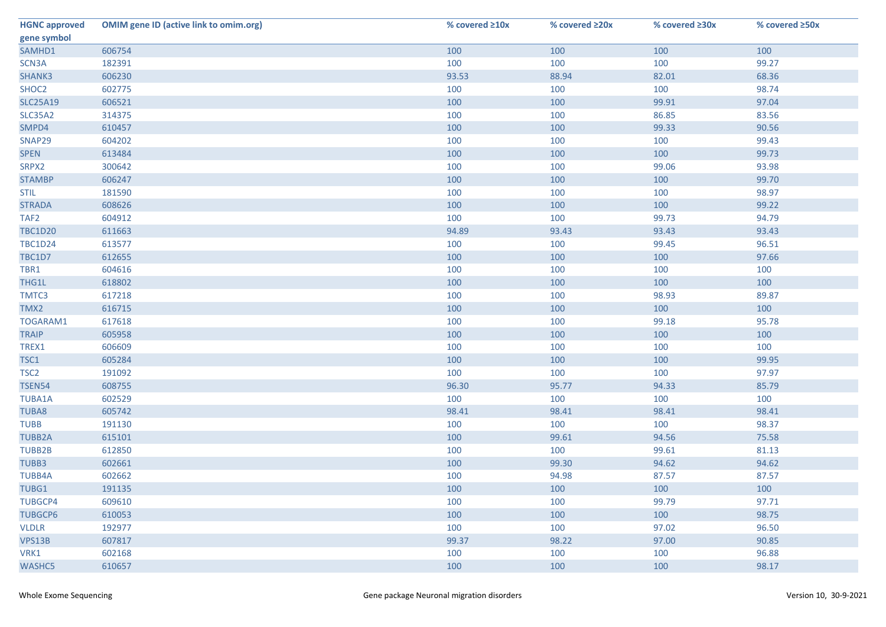| HGNC approved gene symbol | OMIM gene ID (active link to omim.org) | % covered ≥10x | % covered ≥20x | % covered ≥30x | % covered ≥50x |
|---|---|---|---|---|---|
| SAMHD1 | 606754 | 100 | 100 | 100 | 100 |
| SCN3A | 182391 | 100 | 100 | 100 | 99.27 |
| SHANK3 | 606230 | 93.53 | 88.94 | 82.01 | 68.36 |
| SHOC2 | 602775 | 100 | 100 | 100 | 98.74 |
| SLC25A19 | 606521 | 100 | 100 | 99.91 | 97.04 |
| SLC35A2 | 314375 | 100 | 100 | 86.85 | 83.56 |
| SMPD4 | 610457 | 100 | 100 | 99.33 | 90.56 |
| SNAP29 | 604202 | 100 | 100 | 100 | 99.43 |
| SPEN | 613484 | 100 | 100 | 100 | 99.73 |
| SRPX2 | 300642 | 100 | 100 | 99.06 | 93.98 |
| STAMBP | 606247 | 100 | 100 | 100 | 99.70 |
| STIL | 181590 | 100 | 100 | 100 | 98.97 |
| STRADA | 608626 | 100 | 100 | 100 | 99.22 |
| TAF2 | 604912 | 100 | 100 | 99.73 | 94.79 |
| TBC1D20 | 611663 | 94.89 | 93.43 | 93.43 | 93.43 |
| TBC1D24 | 613577 | 100 | 100 | 99.45 | 96.51 |
| TBC1D7 | 612655 | 100 | 100 | 100 | 97.66 |
| TBR1 | 604616 | 100 | 100 | 100 | 100 |
| THG1L | 618802 | 100 | 100 | 100 | 100 |
| TMTC3 | 617218 | 100 | 100 | 98.93 | 89.87 |
| TMX2 | 616715 | 100 | 100 | 100 | 100 |
| TOGARAM1 | 617618 | 100 | 100 | 99.18 | 95.78 |
| TRAIP | 605958 | 100 | 100 | 100 | 100 |
| TREX1 | 606609 | 100 | 100 | 100 | 100 |
| TSC1 | 605284 | 100 | 100 | 100 | 99.95 |
| TSC2 | 191092 | 100 | 100 | 100 | 97.97 |
| TSEN54 | 608755 | 96.30 | 95.77 | 94.33 | 85.79 |
| TUBA1A | 602529 | 100 | 100 | 100 | 100 |
| TUBA8 | 605742 | 98.41 | 98.41 | 98.41 | 98.41 |
| TUBB | 191130 | 100 | 100 | 100 | 98.37 |
| TUBB2A | 615101 | 100 | 99.61 | 94.56 | 75.58 |
| TUBB2B | 612850 | 100 | 100 | 99.61 | 81.13 |
| TUBB3 | 602661 | 100 | 99.30 | 94.62 | 94.62 |
| TUBB4A | 602662 | 100 | 94.98 | 87.57 | 87.57 |
| TUBG1 | 191135 | 100 | 100 | 100 | 100 |
| TUBGCP4 | 609610 | 100 | 100 | 99.79 | 97.71 |
| TUBGCP6 | 610053 | 100 | 100 | 100 | 98.75 |
| VLDLR | 192977 | 100 | 100 | 97.02 | 96.50 |
| VPS13B | 607817 | 99.37 | 98.22 | 97.00 | 90.85 |
| VRK1 | 602168 | 100 | 100 | 100 | 96.88 |
| WASHC5 | 610657 | 100 | 100 | 100 | 98.17 |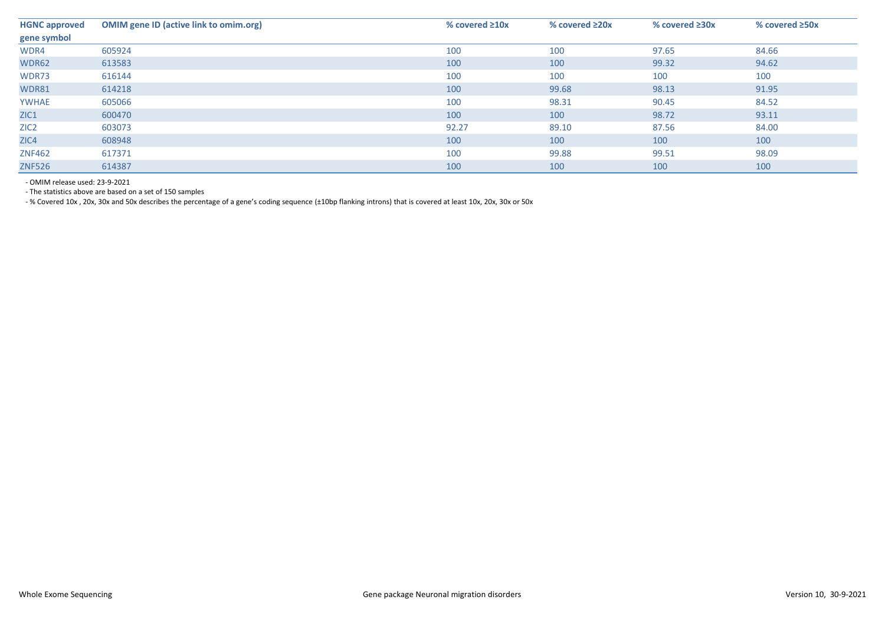| HGNC approved gene symbol | OMIM gene ID (active link to omim.org) | % covered ≥10x | % covered ≥20x | % covered ≥30x | % covered ≥50x |
|---|---|---|---|---|---|
| WDR4 | 605924 | 100 | 100 | 97.65 | 84.66 |
| WDR62 | 613583 | 100 | 100 | 99.32 | 94.62 |
| WDR73 | 616144 | 100 | 100 | 100 | 100 |
| WDR81 | 614218 | 100 | 99.68 | 98.13 | 91.95 |
| YWHAE | 605066 | 100 | 98.31 | 90.45 | 84.52 |
| ZIC1 | 600470 | 100 | 100 | 98.72 | 93.11 |
| ZIC2 | 603073 | 92.27 | 89.10 | 87.56 | 84.00 |
| ZIC4 | 608948 | 100 | 100 | 100 | 100 |
| ZNF462 | 617371 | 100 | 99.88 | 99.51 | 98.09 |
| ZNF526 | 614387 | 100 | 100 | 100 | 100 |

- OMIM release used: 23-9-2021
- The statistics above are based on a set of 150 samples
- % Covered 10x , 20x, 30x and 50x describes the percentage of a gene's coding sequence (±10bp flanking introns) that is covered at least 10x, 20x, 30x or 50x